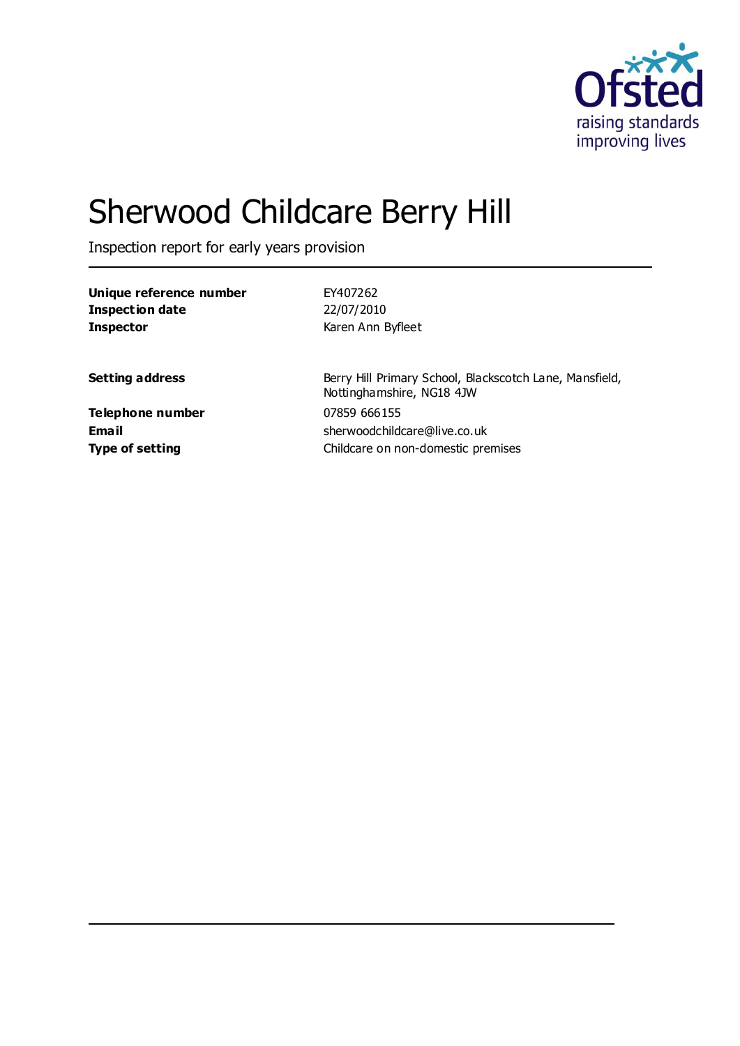# Sherwood Childcare Berry Hill

Inspection report for early years provision

| | |
|---|---|
| **Unique reference number** | EY407262 |
| **Inspection date** | 22/07/2010 |
| **Inspector** | Karen Ann Byfleet |

| | |
|---|---|
| **Setting address** | Berry Hill Primary School, Blackscotch Lane, Mansfield, Nottinghamshire, NG18 4JW |
| **Telephone number** | 07859 666155 |
| **Email** | sherwoodchildcare@live.co.uk |
| **Type of setting** | Childcare on non-domestic premises |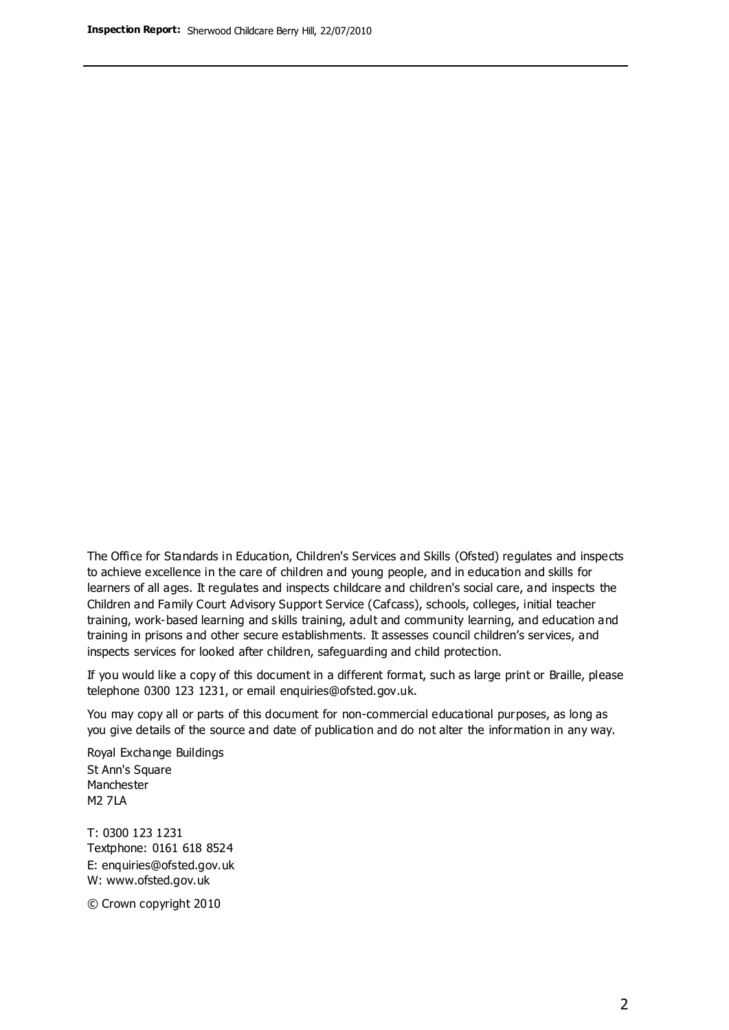The Office for Standards in Education, Children's Services and Skills (Ofsted) regulates and inspects to achieve excellence in the care of children and young people, and in education and skills for learners of all ages. It regulates and inspects childcare and children's social care, and inspects the Children and Family Court Advisory Support Service (Cafcass), schools, colleges, initial teacher training, work-based learning and skills training, adult and community learning, and education and training in prisons and other secure establishments. It assesses council children's services, and inspects services for looked after children, safeguarding and child protection.

If you would like a copy of this document in a different format, such as large print or Braille, please telephone 0300 123 1231, or email enquiries@ofsted.gov.uk.

You may copy all or parts of this document for non-commercial educational purposes, as long as you give details of the source and date of publication and do not alter the information in any way.

Royal Exchange Buildings
St Ann's Square
Manchester
M2 7LA

T: 0300 123 1231
Textphone: 0161 618 8524
E: enquiries@ofsted.gov.uk
W: www.ofsted.gov.uk

© Crown copyright 2010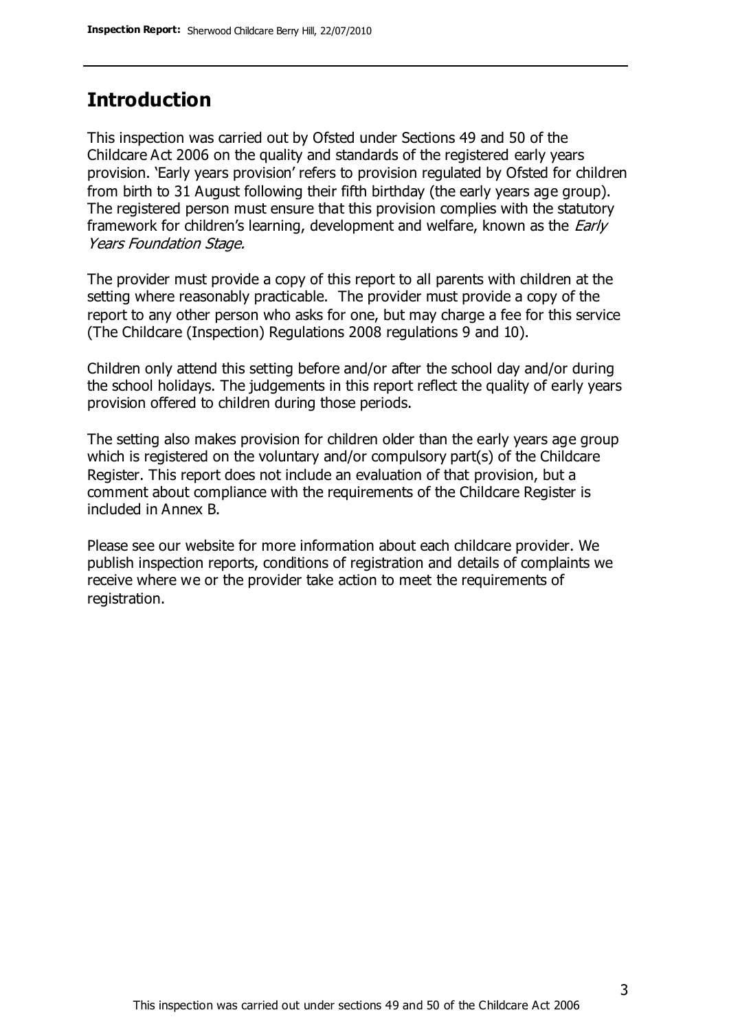## Introduction

This inspection was carried out by Ofsted under Sections 49 and 50 of the Childcare Act 2006 on the quality and standards of the registered early years provision. 'Early years provision' refers to provision regulated by Ofsted for children from birth to 31 August following their fifth birthday (the early years age group). The registered person must ensure that this provision complies with the statutory framework for children's learning, development and welfare, known as the *Early Years Foundation Stage.*

The provider must provide a copy of this report to all parents with children at the setting where reasonably practicable. The provider must provide a copy of the report to any other person who asks for one, but may charge a fee for this service (The Childcare (Inspection) Regulations 2008 regulations 9 and 10).

Children only attend this setting before and/or after the school day and/or during the school holidays. The judgements in this report reflect the quality of early years provision offered to children during those periods.

The setting also makes provision for children older than the early years age group which is registered on the voluntary and/or compulsory part(s) of the Childcare Register. This report does not include an evaluation of that provision, but a comment about compliance with the requirements of the Childcare Register is included in Annex B.

Please see our website for more information about each childcare provider. We publish inspection reports, conditions of registration and details of complaints we receive where we or the provider take action to meet the requirements of registration.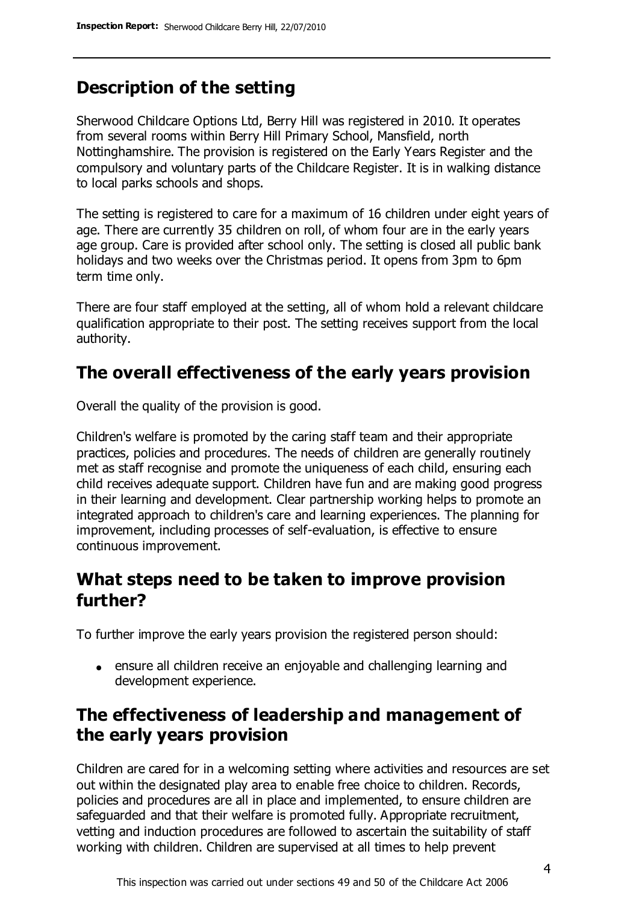## Description of the setting

Sherwood Childcare Options Ltd, Berry Hill was registered in 2010. It operates from several rooms within Berry Hill Primary School, Mansfield, north Nottinghamshire. The provision is registered on the Early Years Register and the compulsory and voluntary parts of the Childcare Register. It is in walking distance to local parks schools and shops.

The setting is registered to care for a maximum of 16 children under eight years of age. There are currently 35 children on roll, of whom four are in the early years age group. Care is provided after school only. The setting is closed all public bank holidays and two weeks over the Christmas period. It opens from 3pm to 6pm term time only.

There are four staff employed at the setting, all of whom hold a relevant childcare qualification appropriate to their post. The setting receives support from the local authority.

## The overall effectiveness of the early years provision

Overall the quality of the provision is good.

Children's welfare is promoted by the caring staff team and their appropriate practices, policies and procedures. The needs of children are generally routinely met as staff recognise and promote the uniqueness of each child, ensuring each child receives adequate support. Children have fun and are making good progress in their learning and development. Clear partnership working helps to promote an integrated approach to children's care and learning experiences. The planning for improvement, including processes of self-evaluation, is effective to ensure continuous improvement.

## What steps need to be taken to improve provision further?

To further improve the early years provision the registered person should:

- ensure all children receive an enjoyable and challenging learning and development experience.

## The effectiveness of leadership and management of the early years provision

Children are cared for in a welcoming setting where activities and resources are set out within the designated play area to enable free choice to children. Records, policies and procedures are all in place and implemented, to ensure children are safeguarded and that their welfare is promoted fully. Appropriate recruitment, vetting and induction procedures are followed to ascertain the suitability of staff working with children. Children are supervised at all times to help prevent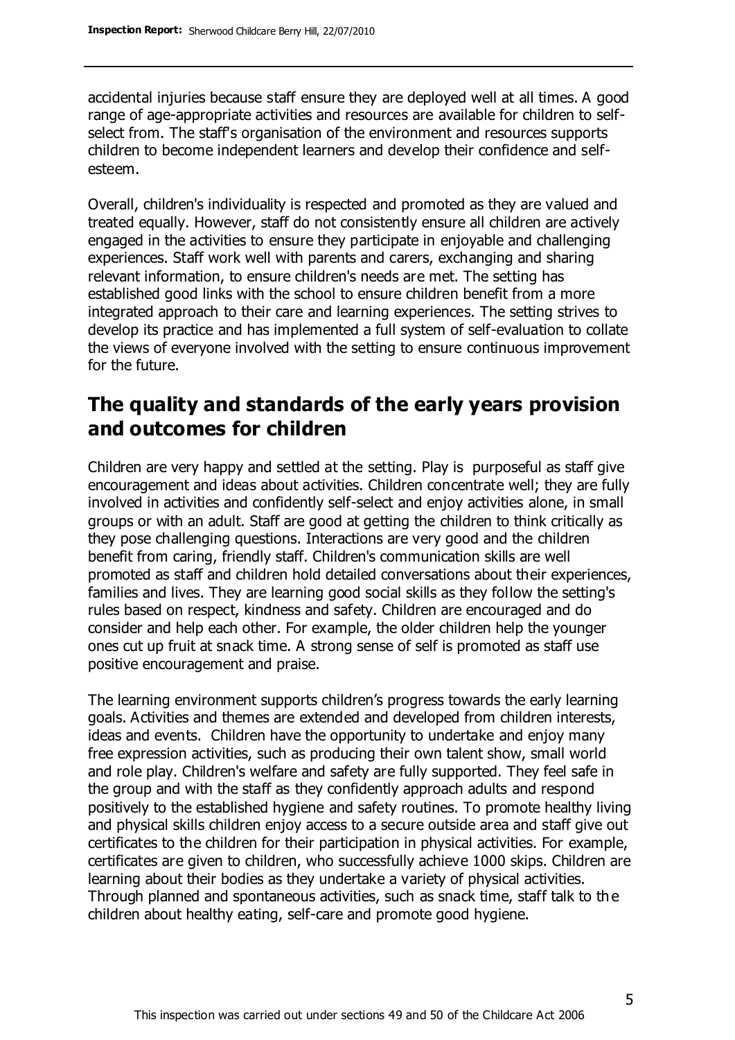accidental injuries because staff ensure they are deployed well at all times. A good range of age-appropriate activities and resources are available for children to self-select from. The staff's organisation of the environment and resources supports children to become independent learners and develop their confidence and self-esteem.

Overall, children's individuality is respected and promoted as they are valued and treated equally. However, staff do not consistently ensure all children are actively engaged in the activities to ensure they participate in enjoyable and challenging experiences. Staff work well with parents and carers, exchanging and sharing relevant information, to ensure children's needs are met. The setting has established good links with the school to ensure children benefit from a more integrated approach to their care and learning experiences. The setting strives to develop its practice and has implemented a full system of self-evaluation to collate the views of everyone involved with the setting to ensure continuous improvement for the future.

## The quality and standards of the early years provision and outcomes for children

Children are very happy and settled at the setting. Play is purposeful as staff give encouragement and ideas about activities. Children concentrate well; they are fully involved in activities and confidently self-select and enjoy activities alone, in small groups or with an adult. Staff are good at getting the children to think critically as they pose challenging questions. Interactions are very good and the children benefit from caring, friendly staff. Children's communication skills are well promoted as staff and children hold detailed conversations about their experiences, families and lives. They are learning good social skills as they follow the setting's rules based on respect, kindness and safety. Children are encouraged and do consider and help each other. For example, the older children help the younger ones cut up fruit at snack time. A strong sense of self is promoted as staff use positive encouragement and praise.

The learning environment supports children's progress towards the early learning goals. Activities and themes are extended and developed from children interests, ideas and events. Children have the opportunity to undertake and enjoy many free expression activities, such as producing their own talent show, small world and role play. Children's welfare and safety are fully supported. They feel safe in the group and with the staff as they confidently approach adults and respond positively to the established hygiene and safety routines. To promote healthy living and physical skills children enjoy access to a secure outside area and staff give out certificates to the children for their participation in physical activities. For example, certificates are given to children, who successfully achieve 1000 skips. Children are learning about their bodies as they undertake a variety of physical activities. Through planned and spontaneous activities, such as snack time, staff talk to the children about healthy eating, self-care and promote good hygiene.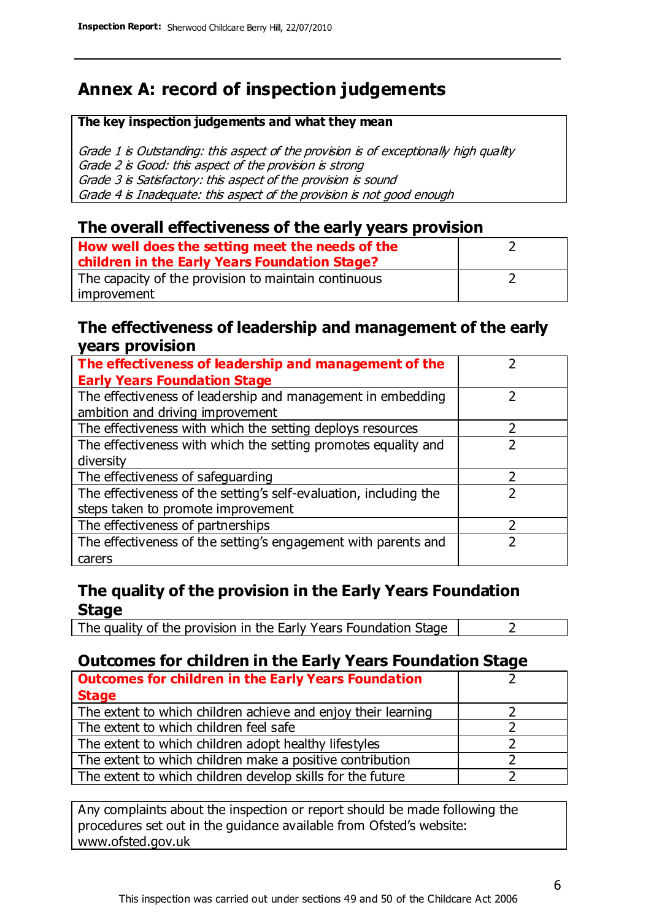## Annex A: record of inspection judgements

**The key inspection judgements and what they mean**

*Grade 1 is Outstanding: this aspect of the provision is of exceptionally high quality*
*Grade 2 is Good: this aspect of the provision is strong*
*Grade 3 is Satisfactory: this aspect of the provision is sound*
*Grade 4 is Inadequate: this aspect of the provision is not good enough*

### The overall effectiveness of the early years provision

| | |
|---|---|
| **How well does the setting meet the needs of the children in the Early Years Foundation Stage?** | 2 |
| The capacity of the provision to maintain continuous improvement | 2 |

### The effectiveness of leadership and management of the early years provision

| | |
|---|---|
| **The effectiveness of leadership and management of the Early Years Foundation Stage** | 2 |
| The effectiveness of leadership and management in embedding ambition and driving improvement | 2 |
| The effectiveness with which the setting deploys resources | 2 |
| The effectiveness with which the setting promotes equality and diversity | 2 |
| The effectiveness of safeguarding | 2 |
| The effectiveness of the setting's self-evaluation, including the steps taken to promote improvement | 2 |
| The effectiveness of partnerships | 2 |
| The effectiveness of the setting's engagement with parents and carers | 2 |

### The quality of the provision in the Early Years Foundation Stage

| | |
|---|---|
| The quality of the provision in the Early Years Foundation Stage | 2 |

### Outcomes for children in the Early Years Foundation Stage

| | |
|---|---|
| **Outcomes for children in the Early Years Foundation Stage** | 2 |
| The extent to which children achieve and enjoy their learning | 2 |
| The extent to which children feel safe | 2 |
| The extent to which children adopt healthy lifestyles | 2 |
| The extent to which children make a positive contribution | 2 |
| The extent to which children develop skills for the future | 2 |

Any complaints about the inspection or report should be made following the procedures set out in the guidance available from Ofsted's website: www.ofsted.gov.uk

This inspection was carried out under sections 49 and 50 of the Childcare Act 2006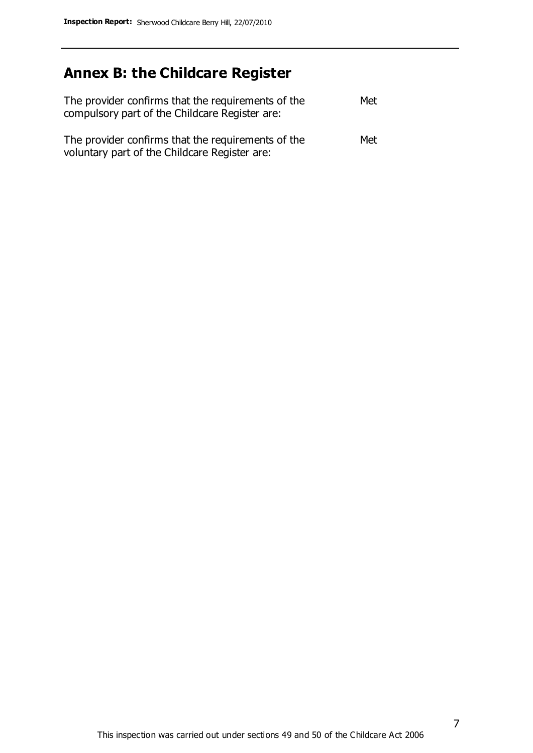## Annex B: the Childcare Register

| | |
|---|---|
| The provider confirms that the requirements of the compulsory part of the Childcare Register are: | Met |
| The provider confirms that the requirements of the voluntary part of the Childcare Register are: | Met |

This inspection was carried out under sections 49 and 50 of the Childcare Act 2006